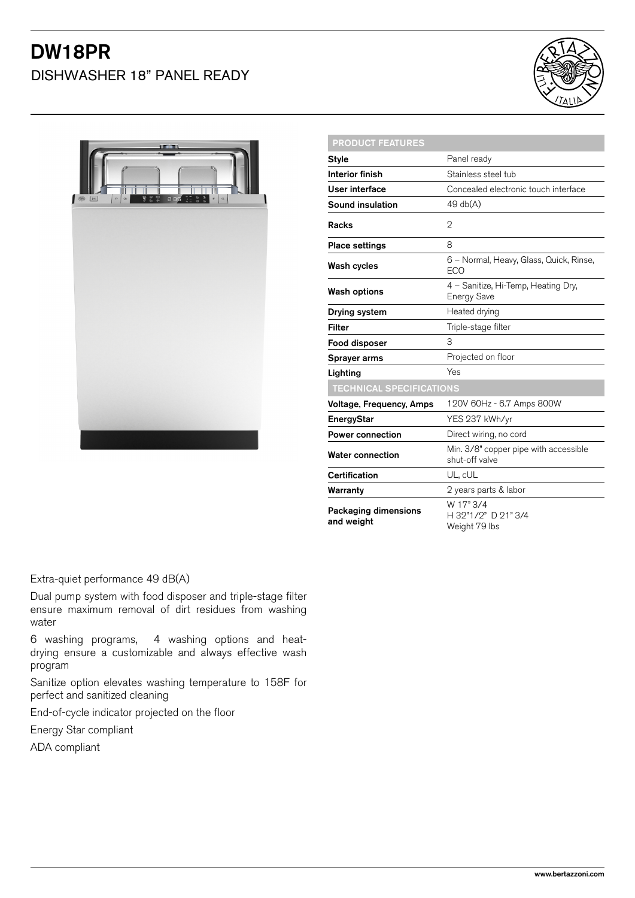# DW18PR

## DISHWASHER 18" PANEL READY

| PRODUCT FEATURES | |
|---|---|
| **Style** | Panel ready |
| **Interior finish** | Stainless steel tub |
| **User interface** | Concealed electronic touch interface |
| **Sound insulation** | 49 db(A) |
| **Racks** | 2 |
| **Place settings** | 8 |
| **Wash cycles** | 6 – Normal, Heavy, Glass, Quick, Rinse, ECO |
| **Wash options** | 4 – Sanitize, Hi-Temp, Heating Dry, Energy Save |
| **Drying system** | Heated drying |
| **Filter** | Triple-stage filter |
| **Food disposer** | 3 |
| **Sprayer arms** | Projected on floor |
| **Lighting** | Yes |
| **TECHNICAL SPECIFICATIONS** | |
| **Voltage, Frequency, Amps** | 120V 60Hz - 6.7 Amps 800W |
| **EnergyStar** | YES 237 kWh/yr |
| **Power connection** | Direct wiring, no cord |
| **Water connection** | Min. 3/8" copper pipe with accessible shut-off valve |
| **Certification** | UL, cUL |
| **Warranty** | 2 years parts & labor |
| **Packaging dimensions and weight** | W 17" 3/4<br>H 32"1/2" D 21" 3/4<br>Weight 79 lbs |

Extra-quiet performance 49 dB(A)

Dual pump system with food disposer and triple-stage filter ensure maximum removal of dirt residues from washing water

6 washing programs, 4 washing options and heat-drying ensure a customizable and always effective wash program

Sanitize option elevates washing temperature to 158F for perfect and sanitized cleaning

End-of-cycle indicator projected on the floor

Energy Star compliant

ADA compliant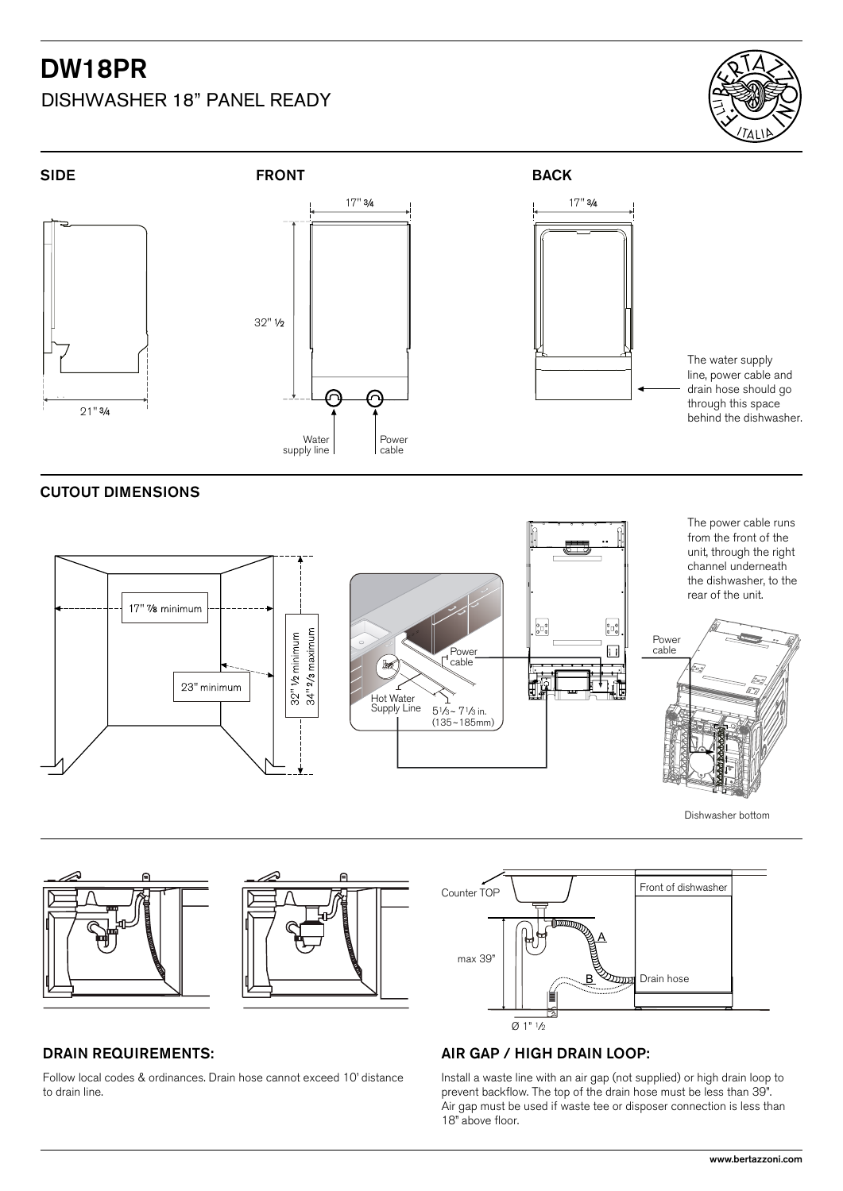# DW18PR

DISHWASHER 18" PANEL READY

## SIDE

21" 3/4

## FRONT

17" 3/4

32" 1/2

Water supply line

Power cable

## BACK

17" 3/4

The water supply line, power cable and drain hose should go through this space behind the dishwasher.

## CUTOUT DIMENSIONS

17" 7/8 minimum

23" minimum

32" 1/2 minimum

34" 2/3 maximum

Power cable

Hot Water Supply Line

5 1/3 ~ 7 1/3 in. (135~185mm)

The power cable runs from the front of the unit, through the right channel underneath the dishwasher, to the rear of the unit.

Power cable

Dishwasher bottom

Counter TOP

Front of dishwasher

A

max 39"

B

Drain hose

Ø 1" 1/2

## DRAIN REQUIREMENTS:

Follow local codes & ordinances. Drain hose cannot exceed 10' distance to drain line.

## AIR GAP / HIGH DRAIN LOOP:

Install a waste line with an air gap (not supplied) or high drain loop to prevent backflow. The top of the drain hose must be less than 39". Air gap must be used if waste tee or disposer connection is less than 18" above floor.

www.bertazzoni.com